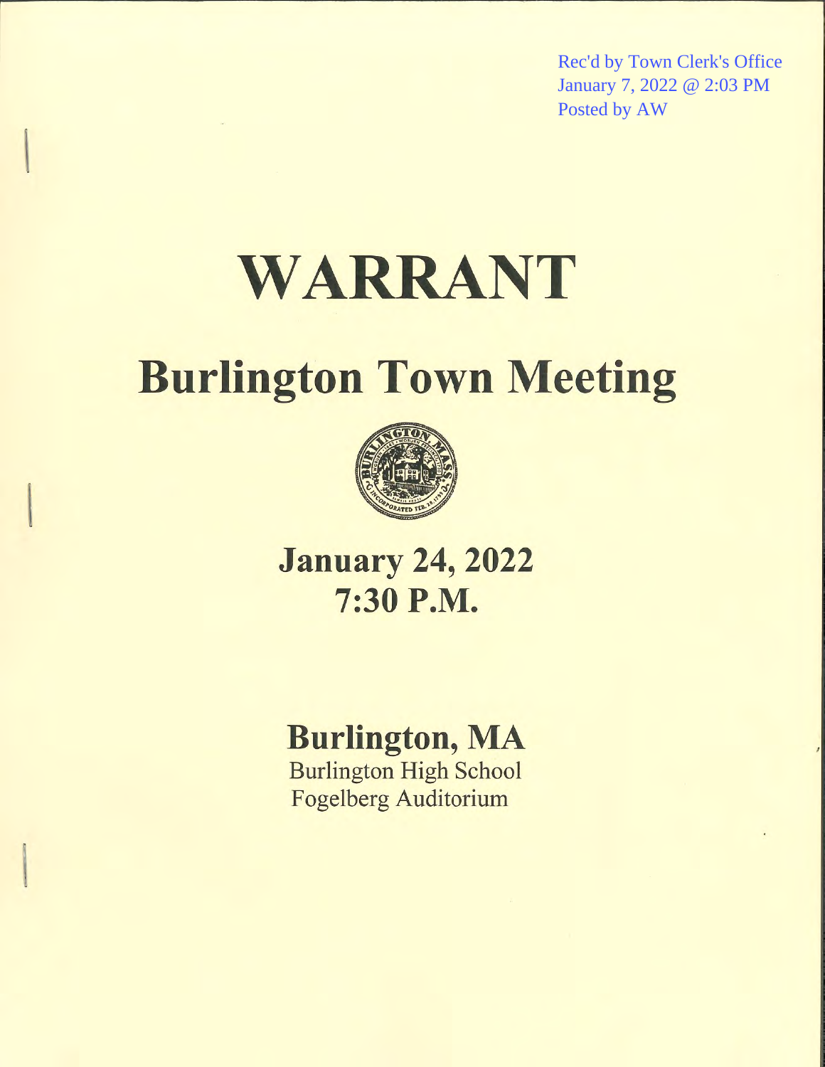Rec'd by Town Clerk's Office
January 7, 2022 @ 2:03 PM
Posted by AW

# WARRANT

# Burlington Town Meeting

## January 24, 2022
## 7:30 P.M.

## Burlington, MA

Burlington High School
Fogelberg Auditorium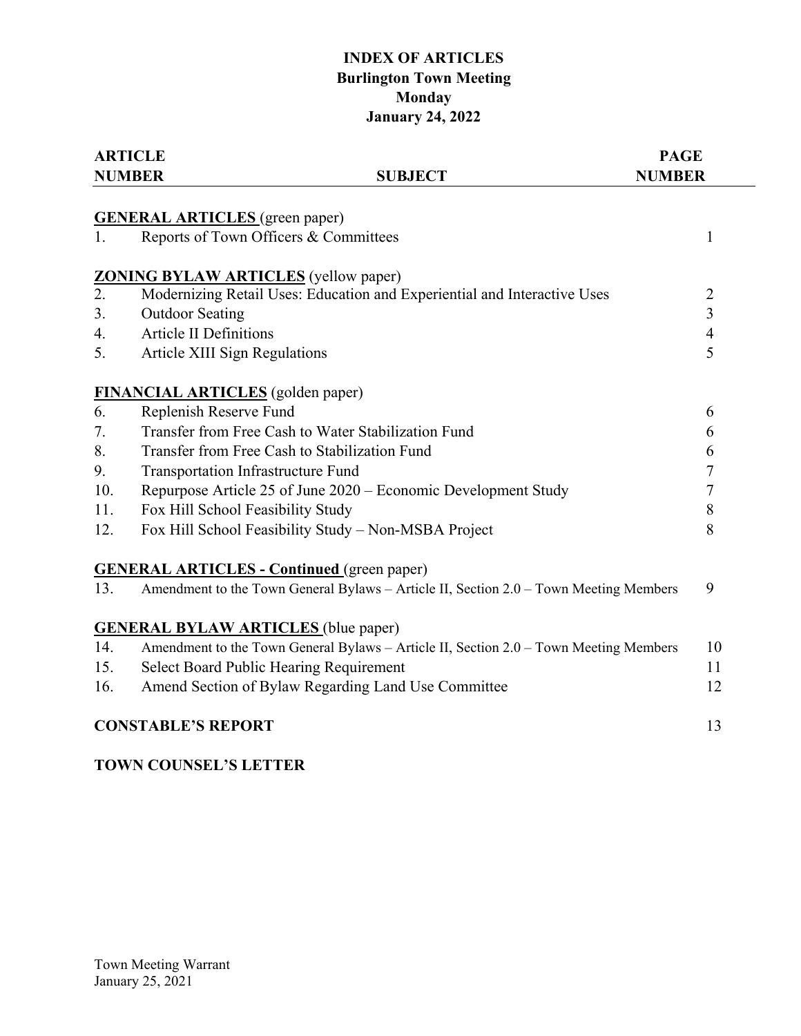# INDEX OF ARTICLES
## Burlington Town Meeting
## Monday
## January 24, 2022

| ARTICLE NUMBER | SUBJECT | PAGE NUMBER |
|---|---|---|
| **<u>GENERAL ARTICLES</u>** (green paper) | | |
| 1. | Reports of Town Officers & Committees | 1 |
| **<u>ZONING BYLAW ARTICLES</u>** (yellow paper) | | |
| 2. | Modernizing Retail Uses: Education and Experiential and Interactive Uses | 2 |
| 3. | Outdoor Seating | 3 |
| 4. | Article II Definitions | 4 |
| 5. | Article XIII Sign Regulations | 5 |
| **<u>FINANCIAL ARTICLES</u>** (golden paper) | | |
| 6. | Replenish Reserve Fund | 6 |
| 7. | Transfer from Free Cash to Water Stabilization Fund | 6 |
| 8. | Transfer from Free Cash to Stabilization Fund | 6 |
| 9. | Transportation Infrastructure Fund | 7 |
| 10. | Repurpose Article 25 of June 2020 – Economic Development Study | 7 |
| 11. | Fox Hill School Feasibility Study | 8 |
| 12. | Fox Hill School Feasibility Study – Non-MSBA Project | 8 |
| **<u>GENERAL ARTICLES - Continued</u>** (green paper) | | |
| 13. | Amendment to the Town General Bylaws – Article II, Section 2.0 – Town Meeting Members | 9 |
| **<u>GENERAL BYLAW ARTICLES</u>** (blue paper) | | |
| 14. | Amendment to the Town General Bylaws – Article II, Section 2.0 – Town Meeting Members | 10 |
| 15. | Select Board Public Hearing Requirement | 11 |
| 16. | Amend Section of Bylaw Regarding Land Use Committee | 12 |
| **CONSTABLE'S REPORT** | | 13 |
| **TOWN COUNSEL'S LETTER** | | |

Town Meeting Warrant
January 25, 2021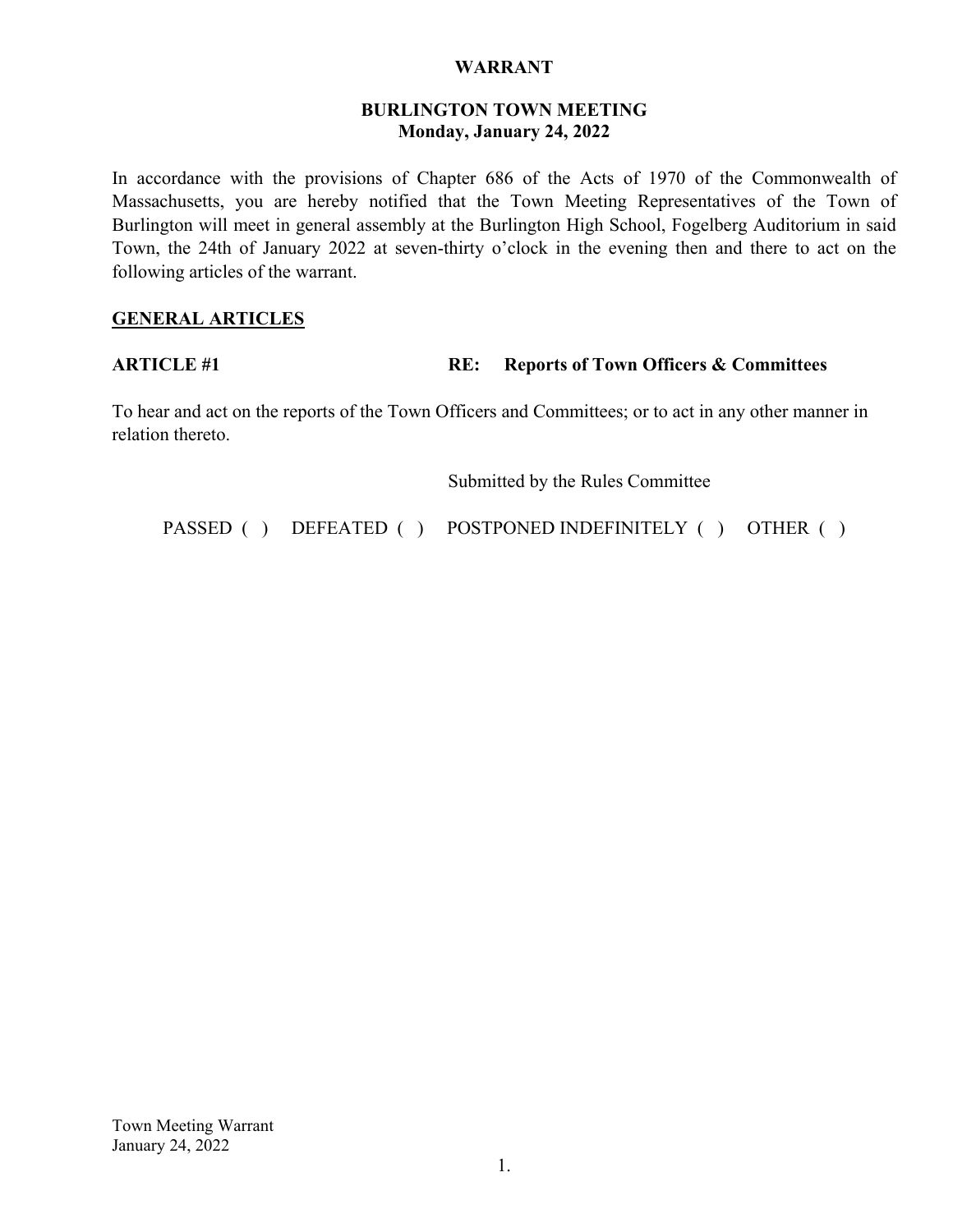# WARRANT

## BURLINGTON TOWN MEETING
**Monday, January 24, 2022**

In accordance with the provisions of Chapter 686 of the Acts of 1970 of the Commonwealth of Massachusetts, you are hereby notified that the Town Meeting Representatives of the Town of Burlington will meet in general assembly at the Burlington High School, Fogelberg Auditorium in said Town, the 24th of January 2022 at seven-thirty o'clock in the evening then and there to act on the following articles of the warrant.

## GENERAL ARTICLES

**ARTICLE #1** **RE: Reports of Town Officers & Committees**

To hear and act on the reports of the Town Officers and Committees; or to act in any other manner in relation thereto.

Submitted by the Rules Committee

PASSED ( ) DEFEATED ( ) POSTPONED INDEFINITELY ( ) OTHER ( )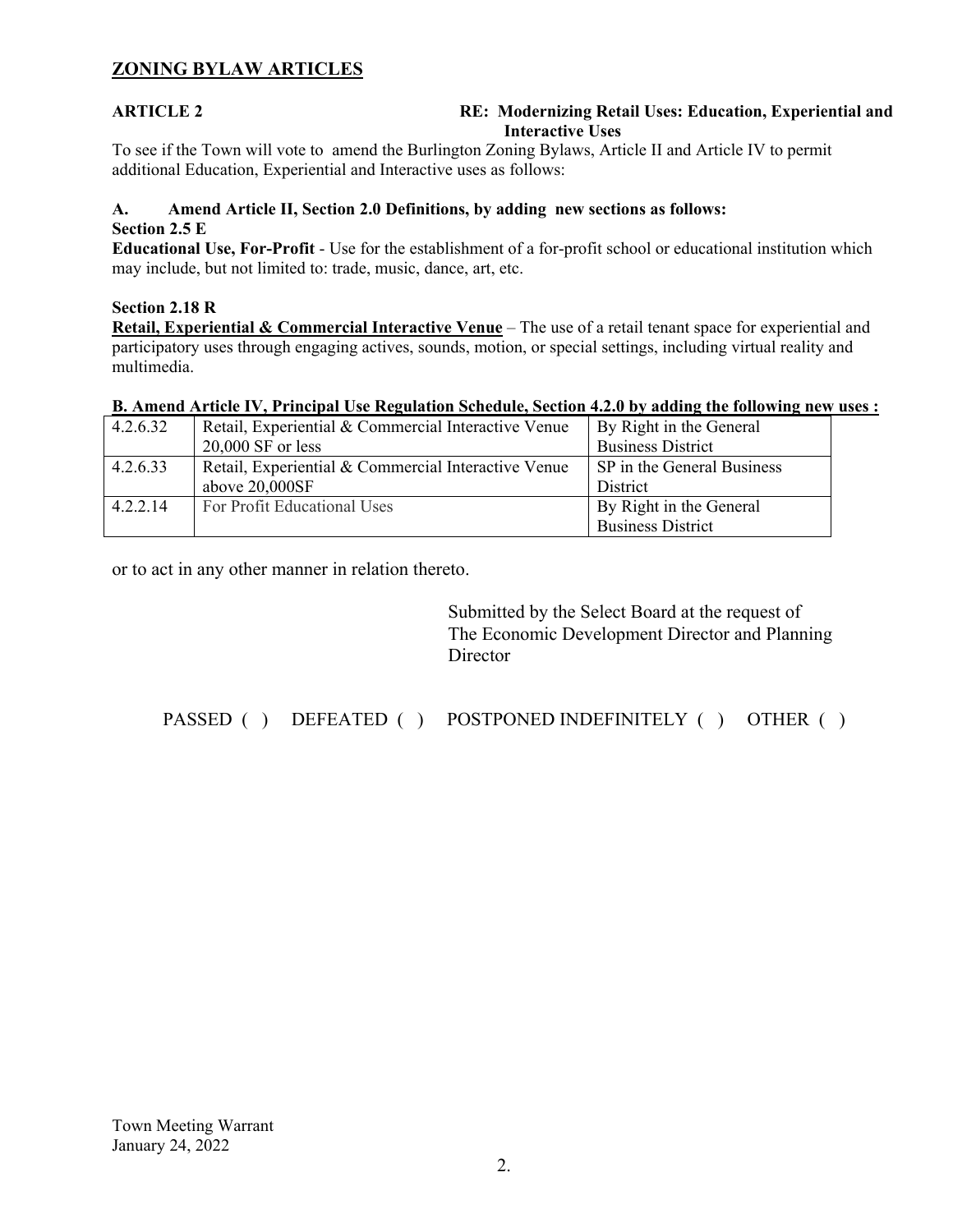## ZONING BYLAW ARTICLES

**ARTICLE 2** **RE: Modernizing Retail Uses: Education, Experiential and Interactive Uses**

To see if the Town will vote to amend the Burlington Zoning Bylaws, Article II and Article IV to permit additional Education, Experiential and Interactive uses as follows:

**A. Amend Article II, Section 2.0 Definitions, by adding new sections as follows:**

**Section 2.5 E**

**Educational Use, For-Profit** - Use for the establishment of a for-profit school or educational institution which may include, but not limited to: trade, music, dance, art, etc.

**Section 2.18 R**

**Retail, Experiential & Commercial Interactive Venue** – The use of a retail tenant space for experiential and participatory uses through engaging actives, sounds, motion, or special settings, including virtual reality and multimedia.

**B. Amend Article IV, Principal Use Regulation Schedule, Section 4.2.0 by adding the following new uses :**

| | | |
|---|---|---|
| 4.2.6.32 | Retail, Experiential & Commercial Interactive Venue 20,000 SF or less | By Right in the General Business District |
| 4.2.6.33 | Retail, Experiential & Commercial Interactive Venue above 20,000SF | SP in the General Business District |
| 4.2.2.14 | For Profit Educational Uses | By Right in the General Business District |

or to act in any other manner in relation thereto.

Submitted by the Select Board at the request of The Economic Development Director and Planning Director

PASSED ( ) DEFEATED ( ) POSTPONED INDEFINITELY ( ) OTHER ( )

Town Meeting Warrant
January 24, 2022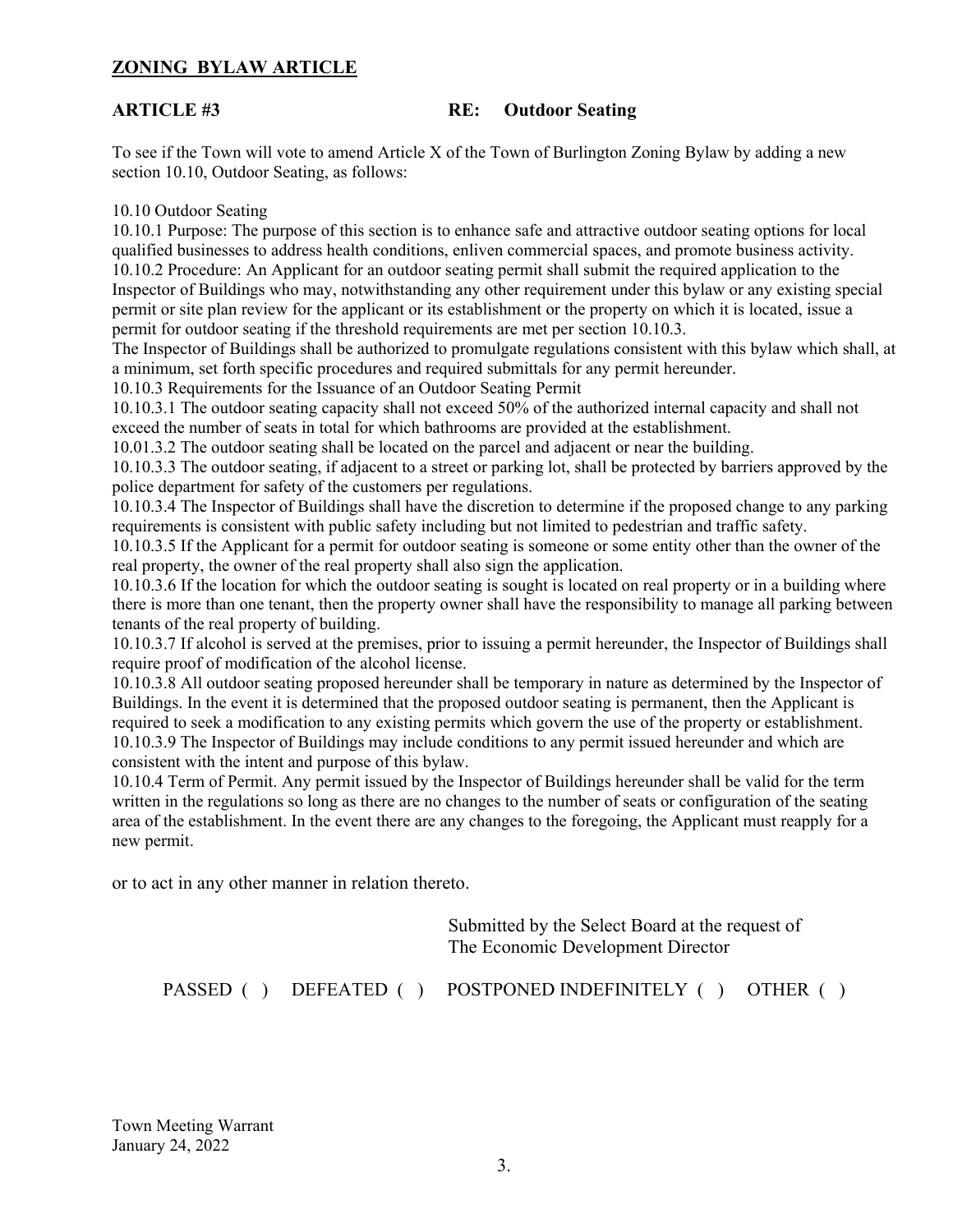## ZONING BYLAW ARTICLE

**ARTICLE #3** **RE: Outdoor Seating**

To see if the Town will vote to amend Article X of the Town of Burlington Zoning Bylaw by adding a new section 10.10, Outdoor Seating, as follows:

10.10 Outdoor Seating

10.10.1 Purpose: The purpose of this section is to enhance safe and attractive outdoor seating options for local qualified businesses to address health conditions, enliven commercial spaces, and promote business activity.

10.10.2 Procedure: An Applicant for an outdoor seating permit shall submit the required application to the Inspector of Buildings who may, notwithstanding any other requirement under this bylaw or any existing special permit or site plan review for the applicant or its establishment or the property on which it is located, issue a permit for outdoor seating if the threshold requirements are met per section 10.10.3.

The Inspector of Buildings shall be authorized to promulgate regulations consistent with this bylaw which shall, at a minimum, set forth specific procedures and required submittals for any permit hereunder.

10.10.3 Requirements for the Issuance of an Outdoor Seating Permit

10.10.3.1 The outdoor seating capacity shall not exceed 50% of the authorized internal capacity and shall not exceed the number of seats in total for which bathrooms are provided at the establishment.

10.01.3.2 The outdoor seating shall be located on the parcel and adjacent or near the building.

10.10.3.3 The outdoor seating, if adjacent to a street or parking lot, shall be protected by barriers approved by the police department for safety of the customers per regulations.

10.10.3.4 The Inspector of Buildings shall have the discretion to determine if the proposed change to any parking requirements is consistent with public safety including but not limited to pedestrian and traffic safety.

10.10.3.5 If the Applicant for a permit for outdoor seating is someone or some entity other than the owner of the real property, the owner of the real property shall also sign the application.

10.10.3.6 If the location for which the outdoor seating is sought is located on real property or in a building where there is more than one tenant, then the property owner shall have the responsibility to manage all parking between tenants of the real property of building.

10.10.3.7 If alcohol is served at the premises, prior to issuing a permit hereunder, the Inspector of Buildings shall require proof of modification of the alcohol license.

10.10.3.8 All outdoor seating proposed hereunder shall be temporary in nature as determined by the Inspector of Buildings. In the event it is determined that the proposed outdoor seating is permanent, then the Applicant is required to seek a modification to any existing permits which govern the use of the property or establishment.

10.10.3.9 The Inspector of Buildings may include conditions to any permit issued hereunder and which are consistent with the intent and purpose of this bylaw.

10.10.4 Term of Permit. Any permit issued by the Inspector of Buildings hereunder shall be valid for the term written in the regulations so long as there are no changes to the number of seats or configuration of the seating area of the establishment. In the event there are any changes to the foregoing, the Applicant must reapply for a new permit.

or to act in any other manner in relation thereto.

Submitted by the Select Board at the request of
The Economic Development Director

PASSED ( ) DEFEATED ( ) POSTPONED INDEFINITELY ( ) OTHER ( )

Town Meeting Warrant
January 24, 2022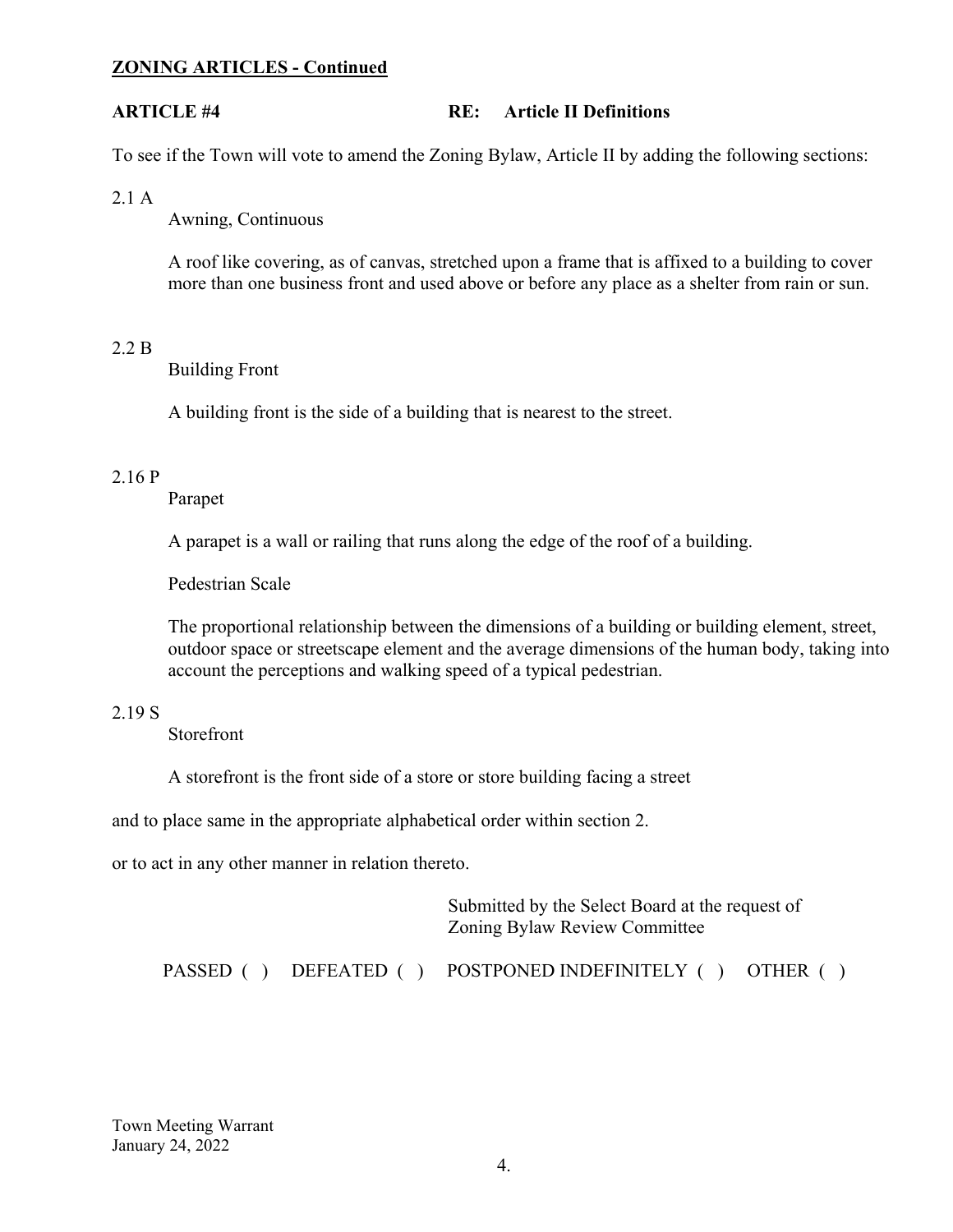## ZONING ARTICLES - Continued

**ARTICLE #4 RE: Article II Definitions**

To see if the Town will vote to amend the Zoning Bylaw, Article II by adding the following sections:

2.1 A

Awning, Continuous

A roof like covering, as of canvas, stretched upon a frame that is affixed to a building to cover more than one business front and used above or before any place as a shelter from rain or sun.

2.2 B

Building Front

A building front is the side of a building that is nearest to the street.

2.16 P

Parapet

A parapet is a wall or railing that runs along the edge of the roof of a building.

Pedestrian Scale

The proportional relationship between the dimensions of a building or building element, street, outdoor space or streetscape element and the average dimensions of the human body, taking into account the perceptions and walking speed of a typical pedestrian.

2.19 S

Storefront

A storefront is the front side of a store or store building facing a street

and to place same in the appropriate alphabetical order within section 2.

or to act in any other manner in relation thereto.

Submitted by the Select Board at the request of Zoning Bylaw Review Committee

PASSED ( ) DEFEATED ( ) POSTPONED INDEFINITELY ( ) OTHER ( )

Town Meeting Warrant
January 24, 2022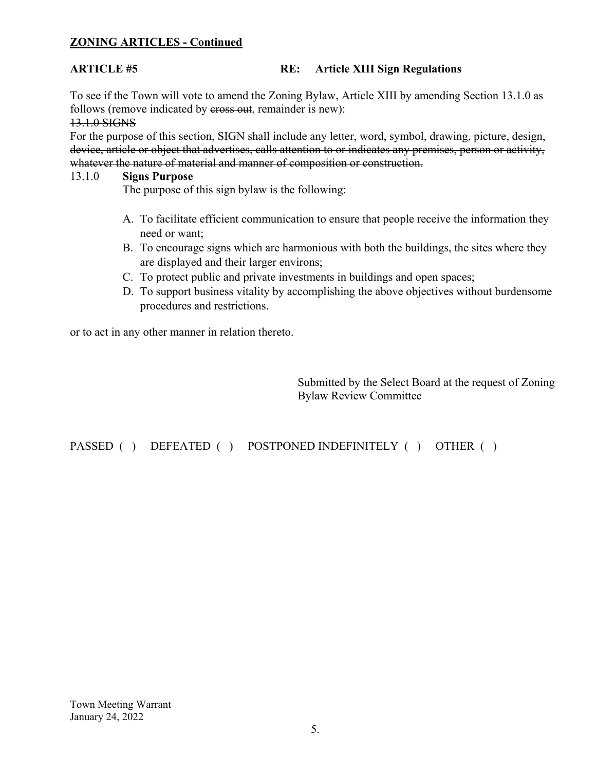**ZONING ARTICLES - Continued**

**ARTICLE #5** **RE: Article XIII Sign Regulations**

To see if the Town will vote to amend the Zoning Bylaw, Article XIII by amending Section 13.1.0 as follows (remove indicated by ~~cross out~~, remainder is new):

~~13.1.0 SIGNS~~

~~For the purpose of this section, SIGN shall include any letter, word, symbol, drawing, picture, design, device, article or object that advertises, calls attention to or indicates any premises, person or activity, whatever the nature of material and manner of composition or construction.~~

13.1.0 **Signs Purpose**

The purpose of this sign bylaw is the following:

A. To facilitate efficient communication to ensure that people receive the information they need or want;
B. To encourage signs which are harmonious with both the buildings, the sites where they are displayed and their larger environs;
C. To protect public and private investments in buildings and open spaces;
D. To support business vitality by accomplishing the above objectives without burdensome procedures and restrictions.

or to act in any other manner in relation thereto.

Submitted by the Select Board at the request of Zoning Bylaw Review Committee

PASSED ( ) DEFEATED ( ) POSTPONED INDEFINITELY ( ) OTHER ( )

Town Meeting Warrant
January 24, 2022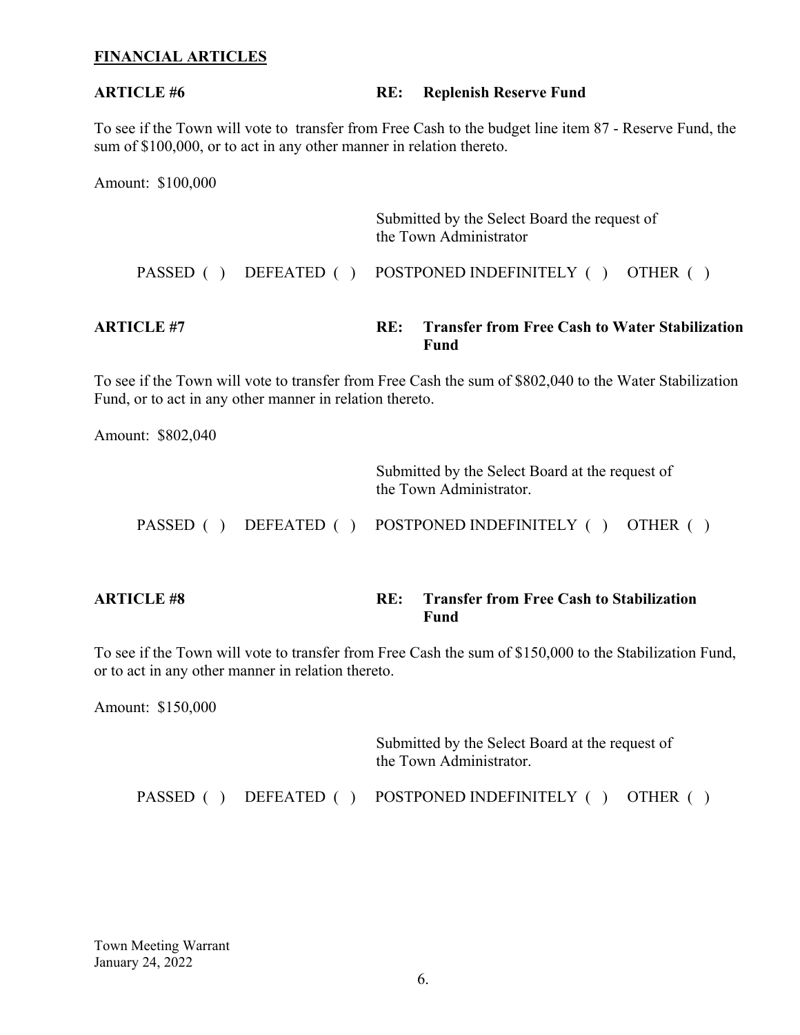## FINANCIAL ARTICLES

**ARTICLE #6** **RE: Replenish Reserve Fund**

To see if the Town will vote to transfer from Free Cash to the budget line item 87 - Reserve Fund, the sum of $100,000, or to act in any other manner in relation thereto.

Amount: $100,000

Submitted by the Select Board the request of the Town Administrator

PASSED ( ) DEFEATED ( ) POSTPONED INDEFINITELY ( ) OTHER ( )

**ARTICLE #7** **RE: Transfer from Free Cash to Water Stabilization Fund**

To see if the Town will vote to transfer from Free Cash the sum of $802,040 to the Water Stabilization Fund, or to act in any other manner in relation thereto.

Amount: $802,040

Submitted by the Select Board at the request of the Town Administrator.

PASSED ( ) DEFEATED ( ) POSTPONED INDEFINITELY ( ) OTHER ( )

**ARTICLE #8** **RE: Transfer from Free Cash to Stabilization Fund**

To see if the Town will vote to transfer from Free Cash the sum of $150,000 to the Stabilization Fund, or to act in any other manner in relation thereto.

Amount: $150,000

Submitted by the Select Board at the request of the Town Administrator.

PASSED ( ) DEFEATED ( ) POSTPONED INDEFINITELY ( ) OTHER ( )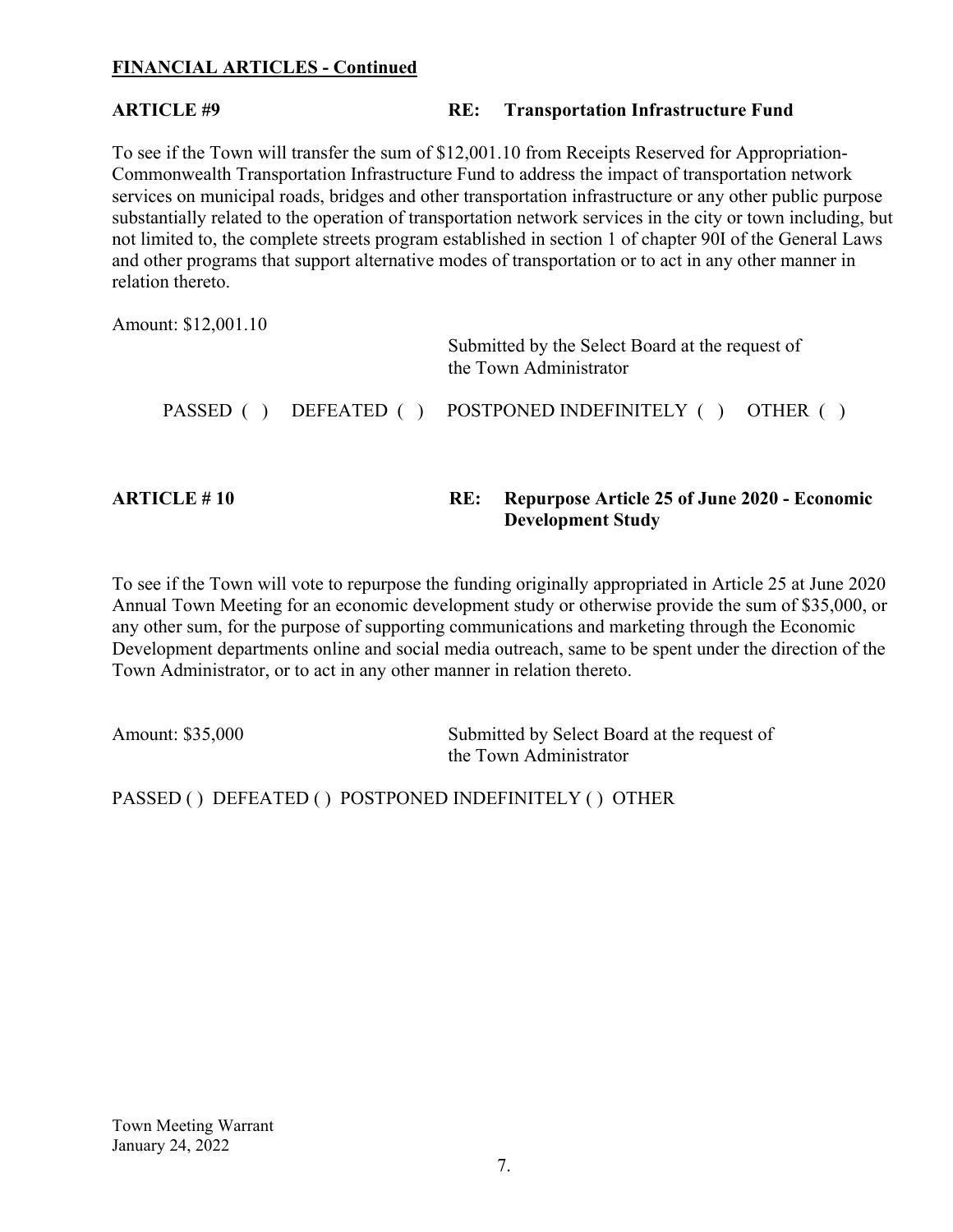**FINANCIAL ARTICLES - Continued**

**ARTICLE #9** **RE: Transportation Infrastructure Fund**

To see if the Town will transfer the sum of $12,001.10 from Receipts Reserved for Appropriation-Commonwealth Transportation Infrastructure Fund to address the impact of transportation network services on municipal roads, bridges and other transportation infrastructure or any other public purpose substantially related to the operation of transportation network services in the city or town including, but not limited to, the complete streets program established in section 1 of chapter 90I of the General Laws and other programs that support alternative modes of transportation or to act in any other manner in relation thereto.

Amount: $12,001.10

Submitted by the Select Board at the request of the Town Administrator

PASSED ( ) DEFEATED ( ) POSTPONED INDEFINITELY ( ) OTHER ( )

**ARTICLE # 10** **RE: Repurpose Article 25 of June 2020 - Economic Development Study**

To see if the Town will vote to repurpose the funding originally appropriated in Article 25 at June 2020 Annual Town Meeting for an economic development study or otherwise provide the sum of $35,000, or any other sum, for the purpose of supporting communications and marketing through the Economic Development departments online and social media outreach, same to be spent under the direction of the Town Administrator, or to act in any other manner in relation thereto.

Amount: $35,000

Submitted by Select Board at the request of the Town Administrator

PASSED ( ) DEFEATED ( ) POSTPONED INDEFINITELY ( ) OTHER

Town Meeting Warrant
January 24, 2022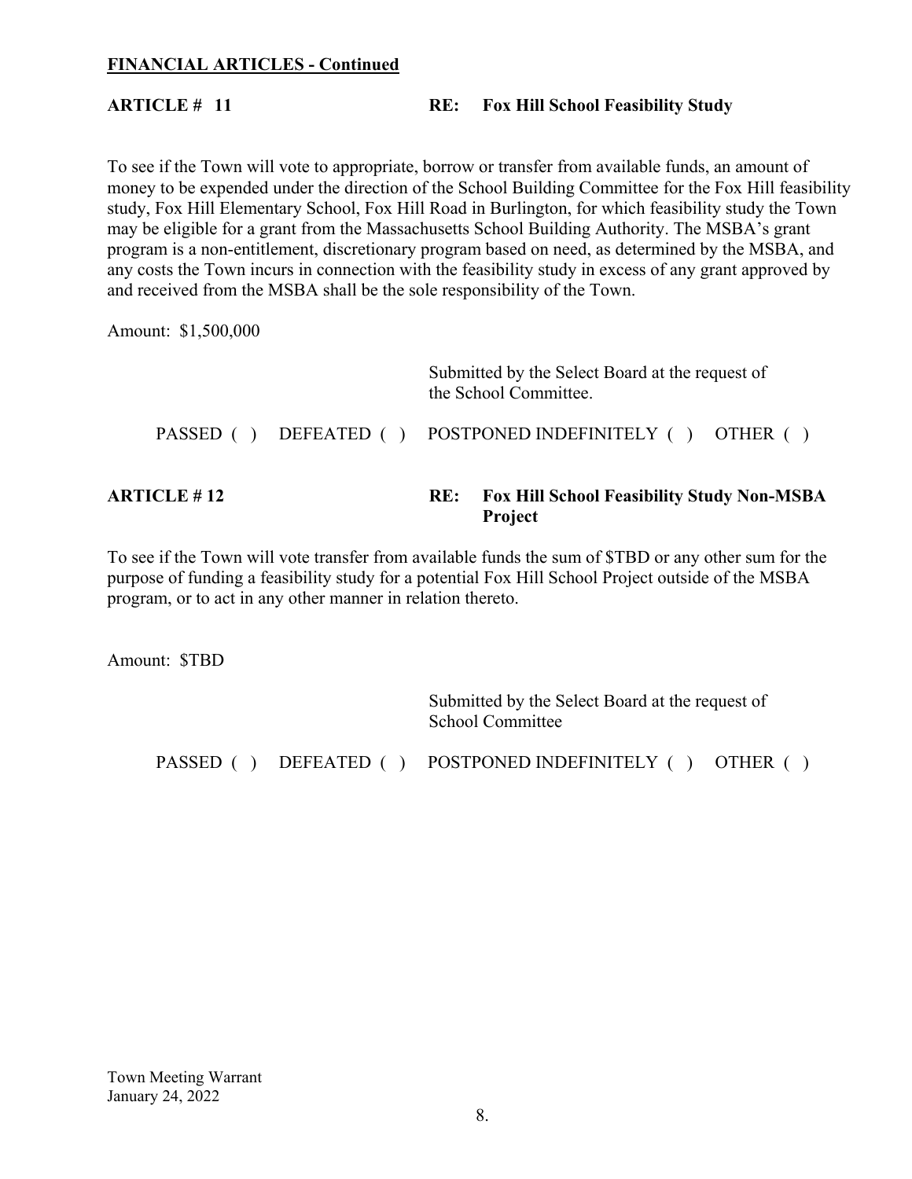**FINANCIAL ARTICLES - Continued**

**ARTICLE # 11** **RE: Fox Hill School Feasibility Study**

To see if the Town will vote to appropriate, borrow or transfer from available funds, an amount of money to be expended under the direction of the School Building Committee for the Fox Hill feasibility study, Fox Hill Elementary School, Fox Hill Road in Burlington, for which feasibility study the Town may be eligible for a grant from the Massachusetts School Building Authority. The MSBA's grant program is a non-entitlement, discretionary program based on need, as determined by the MSBA, and any costs the Town incurs in connection with the feasibility study in excess of any grant approved by and received from the MSBA shall be the sole responsibility of the Town.

Amount: $1,500,000

Submitted by the Select Board at the request of the School Committee.

PASSED ( ) DEFEATED ( ) POSTPONED INDEFINITELY ( ) OTHER ( )

**ARTICLE # 12** **RE: Fox Hill School Feasibility Study Non-MSBA Project**

To see if the Town will vote transfer from available funds the sum of $TBD or any other sum for the purpose of funding a feasibility study for a potential Fox Hill School Project outside of the MSBA program, or to act in any other manner in relation thereto.

Amount: $TBD

Submitted by the Select Board at the request of School Committee

PASSED ( ) DEFEATED ( ) POSTPONED INDEFINITELY ( ) OTHER ( )

Town Meeting Warrant
January 24, 2022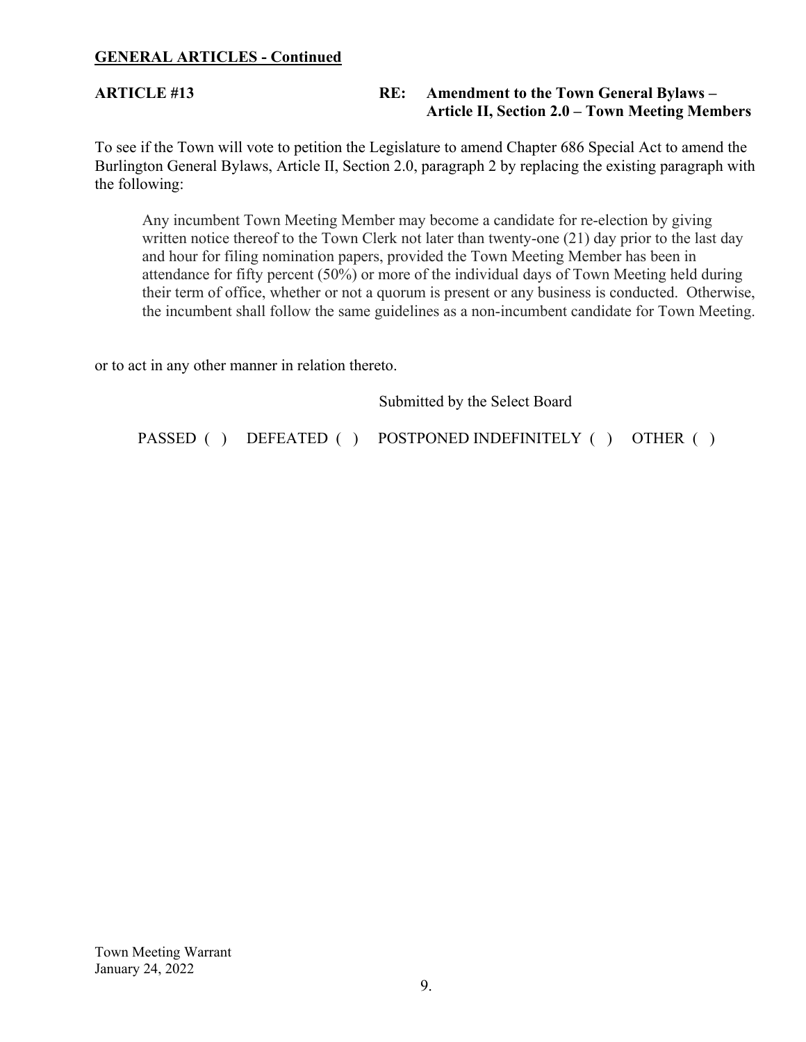**GENERAL ARTICLES - Continued**

**ARTICLE #13** **RE: Amendment to the Town General Bylaws – Article II, Section 2.0 – Town Meeting Members**

To see if the Town will vote to petition the Legislature to amend Chapter 686 Special Act to amend the Burlington General Bylaws, Article II, Section 2.0, paragraph 2 by replacing the existing paragraph with the following:

> Any incumbent Town Meeting Member may become a candidate for re-election by giving written notice thereof to the Town Clerk not later than twenty-one (21) day prior to the last day and hour for filing nomination papers, provided the Town Meeting Member has been in attendance for fifty percent (50%) or more of the individual days of Town Meeting held during their term of office, whether or not a quorum is present or any business is conducted. Otherwise, the incumbent shall follow the same guidelines as a non-incumbent candidate for Town Meeting.

or to act in any other manner in relation thereto.

Submitted by the Select Board

PASSED ( ) DEFEATED ( ) POSTPONED INDEFINITELY ( ) OTHER ( )

Town Meeting Warrant
January 24, 2022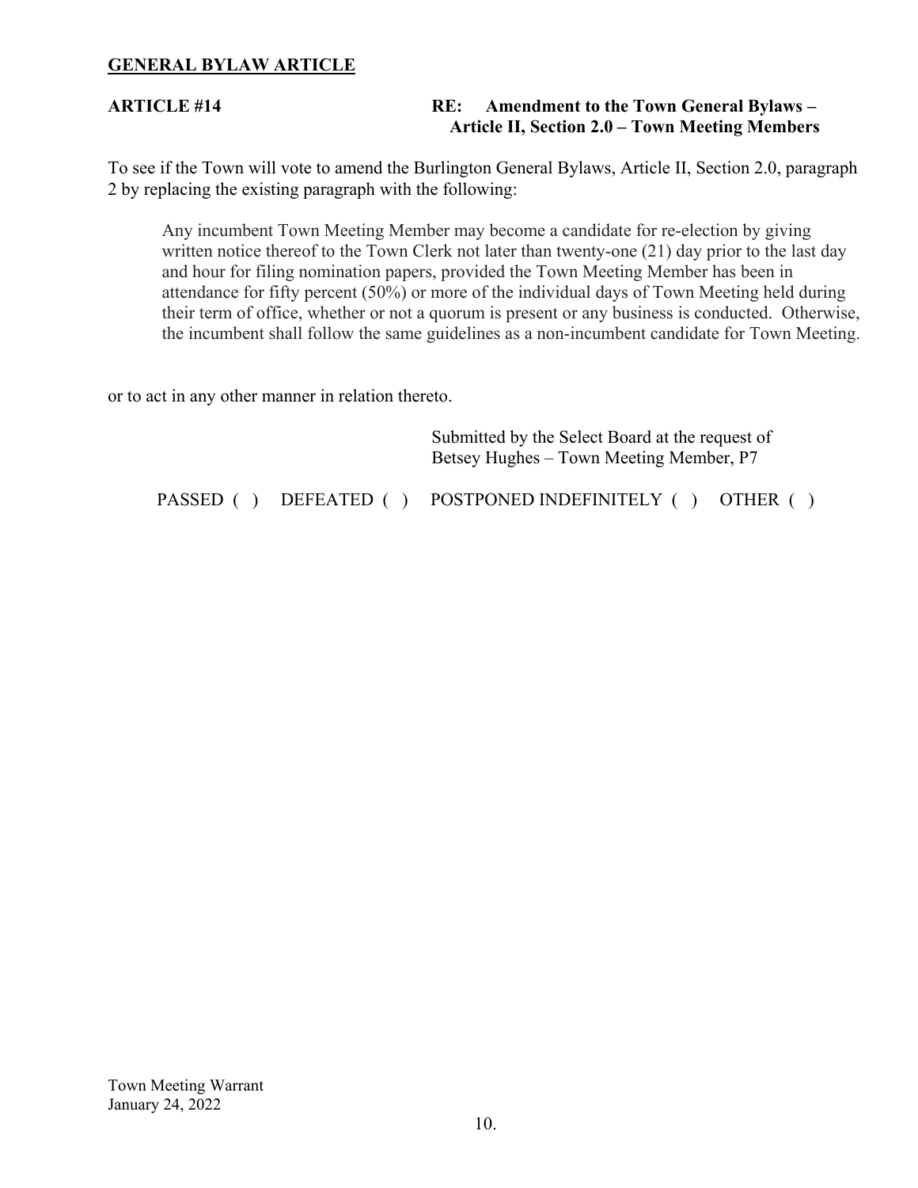## GENERAL BYLAW ARTICLE

**ARTICLE #14** **RE: Amendment to the Town General Bylaws – Article II, Section 2.0 – Town Meeting Members**

To see if the Town will vote to amend the Burlington General Bylaws, Article II, Section 2.0, paragraph 2 by replacing the existing paragraph with the following:

> Any incumbent Town Meeting Member may become a candidate for re-election by giving written notice thereof to the Town Clerk not later than twenty-one (21) day prior to the last day and hour for filing nomination papers, provided the Town Meeting Member has been in attendance for fifty percent (50%) or more of the individual days of Town Meeting held during their term of office, whether or not a quorum is present or any business is conducted. Otherwise, the incumbent shall follow the same guidelines as a non-incumbent candidate for Town Meeting.

or to act in any other manner in relation thereto.

Submitted by the Select Board at the request of
Betsey Hughes – Town Meeting Member, P7

PASSED ( ) DEFEATED ( ) POSTPONED INDEFINITELY ( ) OTHER ( )

Town Meeting Warrant
January 24, 2022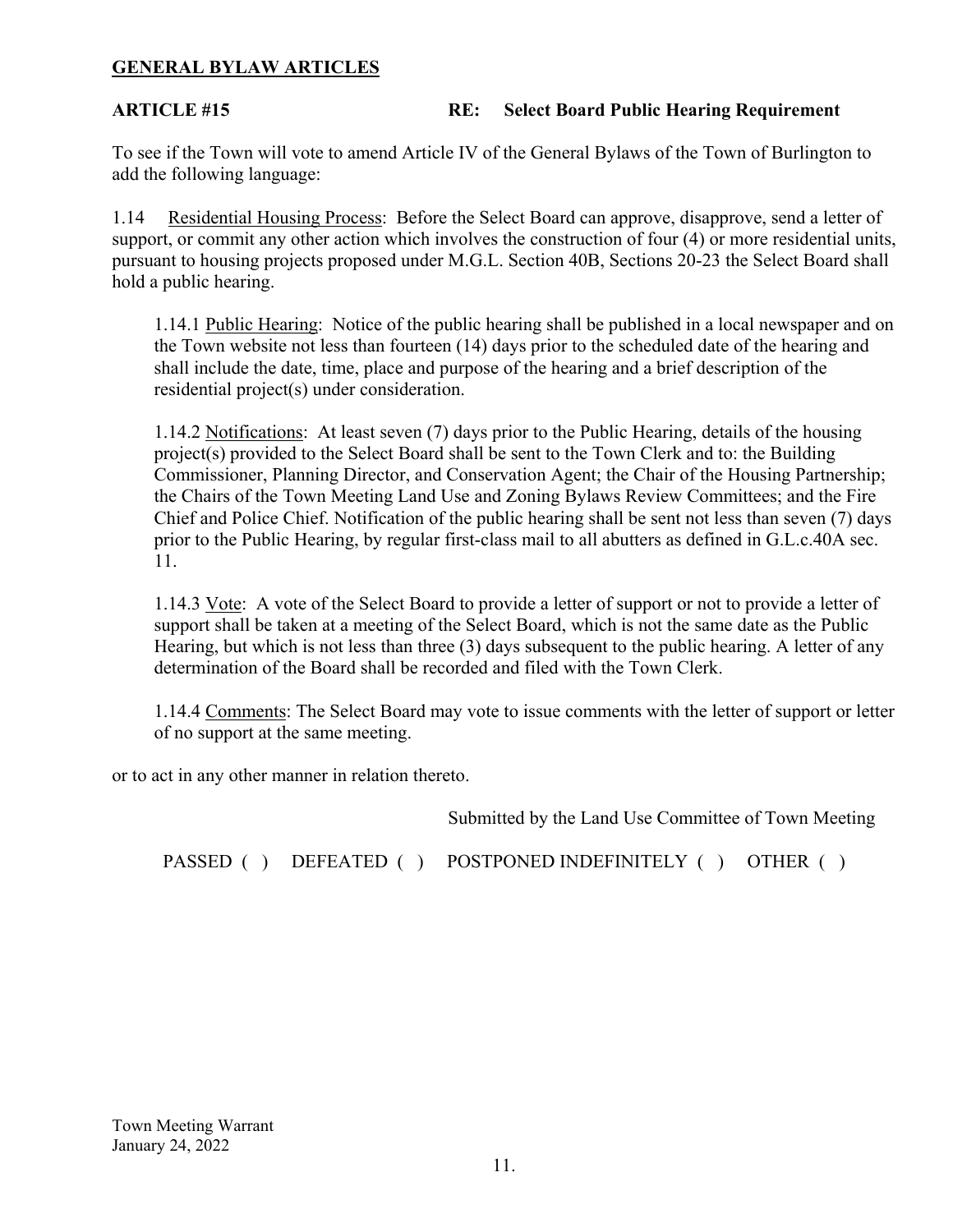## GENERAL BYLAW ARTICLES

**ARTICLE #15 RE: Select Board Public Hearing Requirement**

To see if the Town will vote to amend Article IV of the General Bylaws of the Town of Burlington to add the following language:

1.14 Residential Housing Process: Before the Select Board can approve, disapprove, send a letter of support, or commit any other action which involves the construction of four (4) or more residential units, pursuant to housing projects proposed under M.G.L. Section 40B, Sections 20-23 the Select Board shall hold a public hearing.

> 1.14.1 Public Hearing: Notice of the public hearing shall be published in a local newspaper and on the Town website not less than fourteen (14) days prior to the scheduled date of the hearing and shall include the date, time, place and purpose of the hearing and a brief description of the residential project(s) under consideration.
>
> 1.14.2 Notifications: At least seven (7) days prior to the Public Hearing, details of the housing project(s) provided to the Select Board shall be sent to the Town Clerk and to: the Building Commissioner, Planning Director, and Conservation Agent; the Chair of the Housing Partnership; the Chairs of the Town Meeting Land Use and Zoning Bylaws Review Committees; and the Fire Chief and Police Chief. Notification of the public hearing shall be sent not less than seven (7) days prior to the Public Hearing, by regular first-class mail to all abutters as defined in G.L.c.40A sec. 11.
>
> 1.14.3 Vote: A vote of the Select Board to provide a letter of support or not to provide a letter of support shall be taken at a meeting of the Select Board, which is not the same date as the Public Hearing, but which is not less than three (3) days subsequent to the public hearing. A letter of any determination of the Board shall be recorded and filed with the Town Clerk.
>
> 1.14.4 Comments: The Select Board may vote to issue comments with the letter of support or letter of no support at the same meeting.

or to act in any other manner in relation thereto.

Submitted by the Land Use Committee of Town Meeting

PASSED ( ) DEFEATED ( ) POSTPONED INDEFINITELY ( ) OTHER ( )

Town Meeting Warrant
January 24, 2022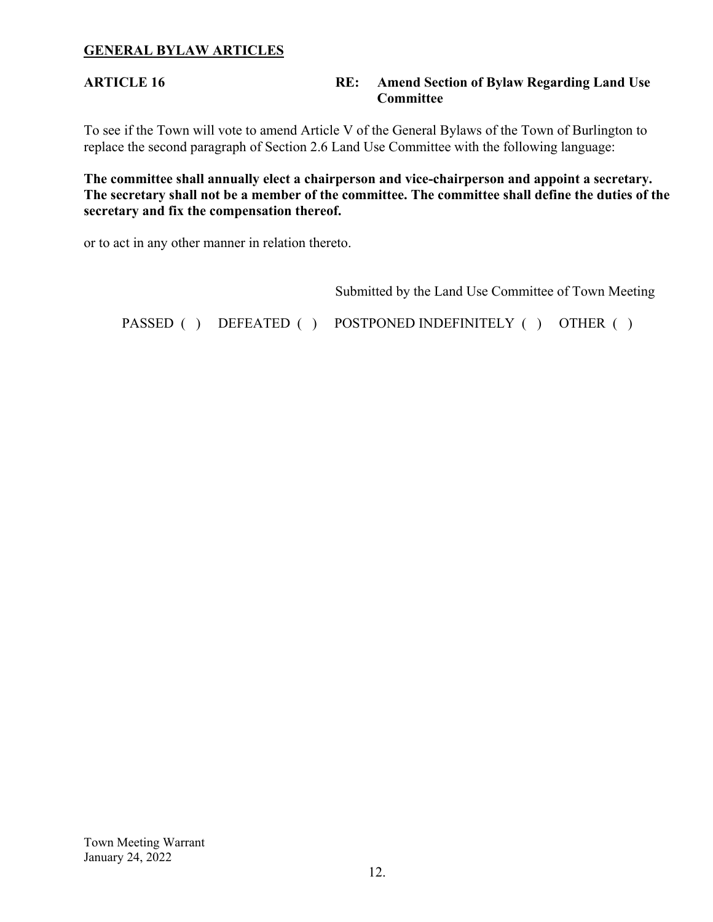## GENERAL BYLAW ARTICLES

**ARTICLE 16** **RE: Amend Section of Bylaw Regarding Land Use Committee**

To see if the Town will vote to amend Article V of the General Bylaws of the Town of Burlington to replace the second paragraph of Section 2.6 Land Use Committee with the following language:

**The committee shall annually elect a chairperson and vice-chairperson and appoint a secretary. The secretary shall not be a member of the committee. The committee shall define the duties of the secretary and fix the compensation thereof.**

or to act in any other manner in relation thereto.

Submitted by the Land Use Committee of Town Meeting

PASSED ( ) DEFEATED ( ) POSTPONED INDEFINITELY ( ) OTHER ( )

Town Meeting Warrant
January 24, 2022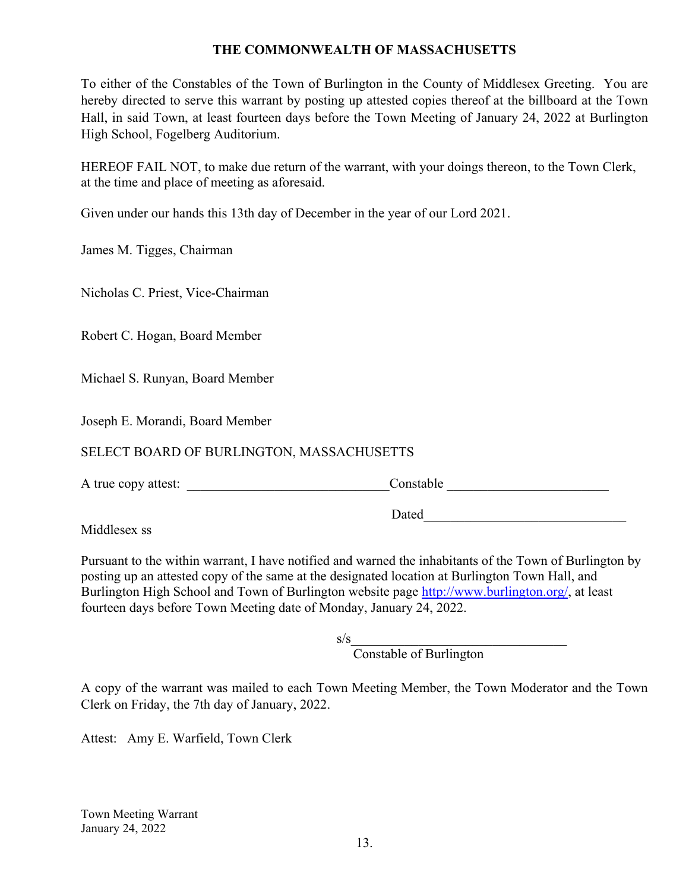**THE COMMONWEALTH OF MASSACHUSETTS**

To either of the Constables of the Town of Burlington in the County of Middlesex Greeting. You are hereby directed to serve this warrant by posting up attested copies thereof at the billboard at the Town Hall, in said Town, at least fourteen days before the Town Meeting of January 24, 2022 at Burlington High School, Fogelberg Auditorium.

HEREOF FAIL NOT, to make due return of the warrant, with your doings thereon, to the Town Clerk, at the time and place of meeting as aforesaid.

Given under our hands this 13th day of December in the year of our Lord 2021.

James M. Tigges, Chairman

Nicholas C. Priest, Vice-Chairman

Robert C. Hogan, Board Member

Michael S. Runyan, Board Member

Joseph E. Morandi, Board Member

SELECT BOARD OF BURLINGTON, MASSACHUSETTS

A true copy attest: ______________________________ Constable ________________________

Dated______________________________

Middlesex ss

Pursuant to the within warrant, I have notified and warned the inhabitants of the Town of Burlington by posting up an attested copy of the same at the designated location at Burlington Town Hall, and Burlington High School and Town of Burlington website page http://www.burlington.org/, at least fourteen days before Town Meeting date of Monday, January 24, 2022.

s/s________________________________
Constable of Burlington

A copy of the warrant was mailed to each Town Meeting Member, the Town Moderator and the Town Clerk on Friday, the 7th day of January, 2022.

Attest: Amy E. Warfield, Town Clerk